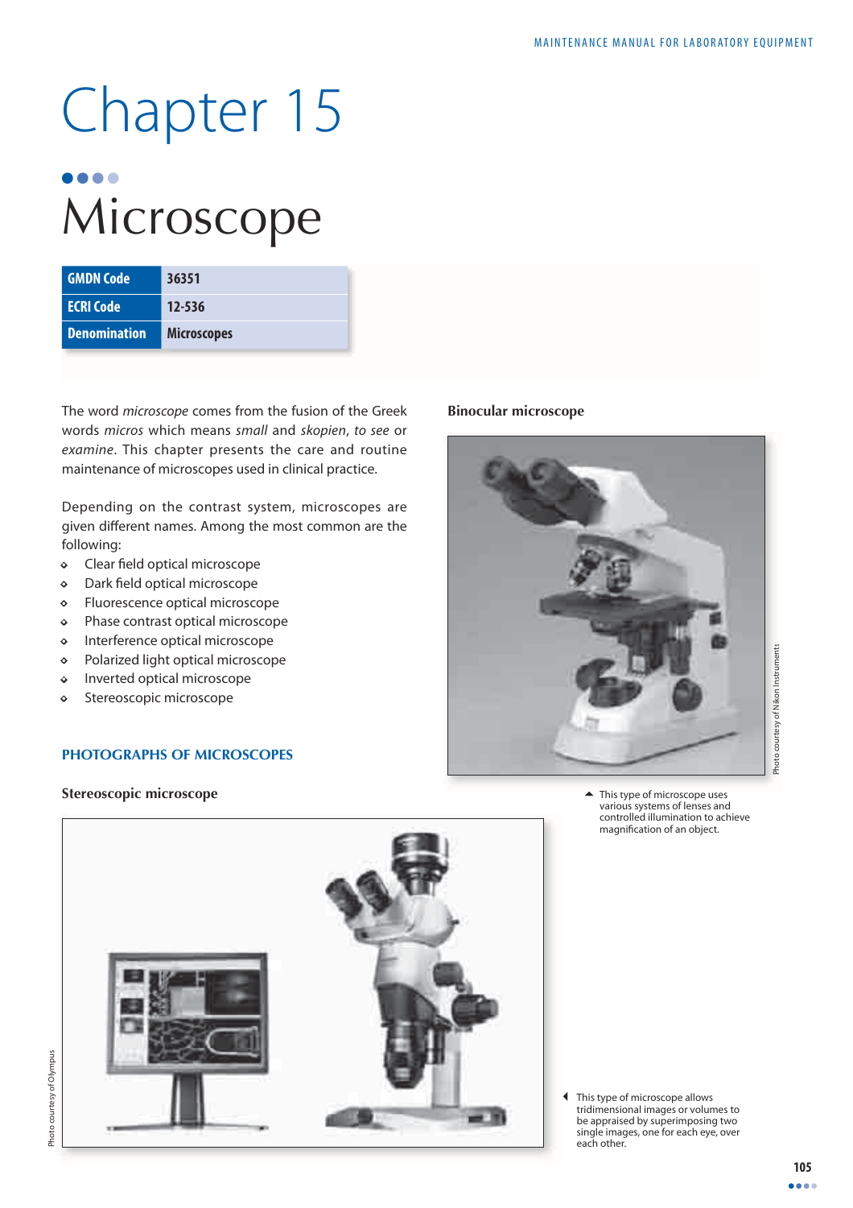# Chapter 15

# Microscope

| GMDN Code | 36351 |
|---|---|
| ECRI Code | 12-536 |
| Denomination | Microscopes |

The word *microscope* comes from the fusion of the Greek words *micros* which means *small* and *skopien*, *to see* or *examine*. This chapter presents the care and routine maintenance of microscopes used in clinical practice.

Depending on the contrast system, microscopes are given different names. Among the most common are the following:

- Clear field optical microscope
- Dark field optical microscope
- Fluorescence optical microscope
- Phase contrast optical microscope
- Interference optical microscope
- Polarized light optical microscope
- Inverted optical microscope
- Stereoscopic microscope

## PHOTOGRAPHS OF MICROSCOPES

### Binocular microscope

Photo courtesy of Nikon Instruments

This type of microscope uses various systems of lenses and controlled illumination to achieve magnification of an object.

### Stereoscopic microscope

Photo courtesy of Olympus

This type of microscope allows tridimensional images or volumes to be appraised by superimposing two single images, one for each eye, over each other.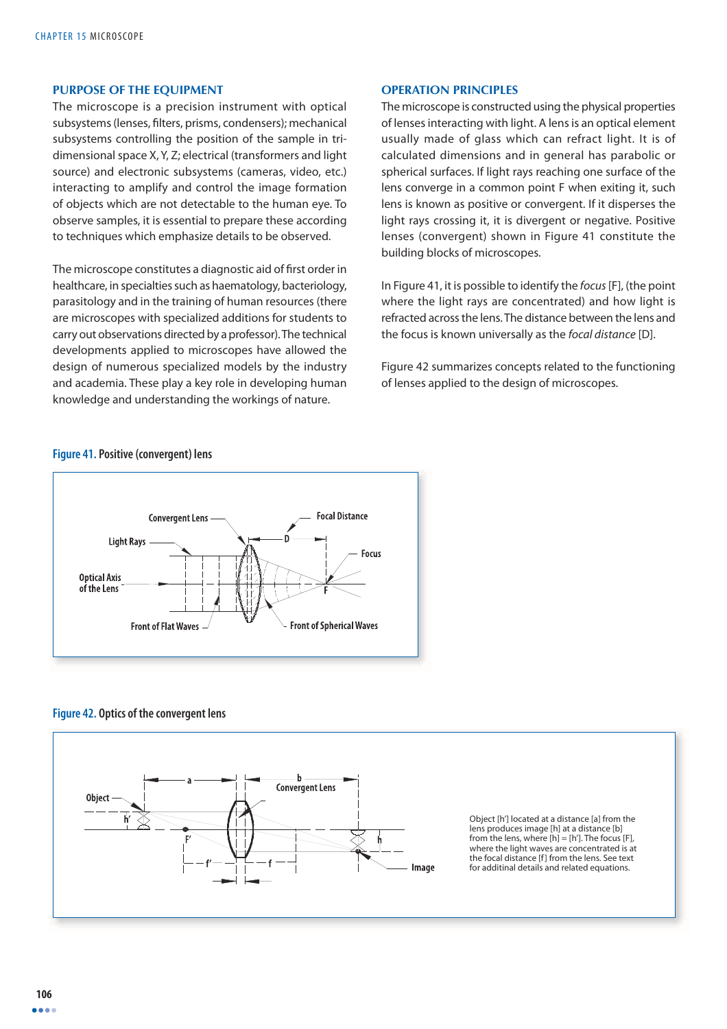## PURPOSE OF THE EQUIPMENT

The microscope is a precision instrument with optical subsystems (lenses, filters, prisms, condensers); mechanical subsystems controlling the position of the sample in tri-dimensional space X, Y, Z; electrical (transformers and light source) and electronic subsystems (cameras, video, etc.) interacting to amplify and control the image formation of objects which are not detectable to the human eye. To observe samples, it is essential to prepare these according to techniques which emphasize details to be observed.

The microscope constitutes a diagnostic aid of first order in healthcare, in specialties such as haematology, bacteriology, parasitology and in the training of human resources (there are microscopes with specialized additions for students to carry out observations directed by a professor). The technical developments applied to microscopes have allowed the design of numerous specialized models by the industry and academia. These play a key role in developing human knowledge and understanding the workings of nature.

## OPERATION PRINCIPLES

The microscope is constructed using the physical properties of lenses interacting with light. A lens is an optical element usually made of glass which can refract light. It is of calculated dimensions and in general has parabolic or spherical surfaces. If light rays reaching one surface of the lens converge in a common point F when exiting it, such lens is known as positive or convergent. If it disperses the light rays crossing it, it is divergent or negative. Positive lenses (convergent) shown in Figure 41 constitute the building blocks of microscopes.

In Figure 41, it is possible to identify the *focus* [F], (the point where the light rays are concentrated) and how light is refracted across the lens. The distance between the lens and the focus is known universally as the *focal distance* [D].

Figure 42 summarizes concepts related to the functioning of lenses applied to the design of microscopes.

**Figure 41.** Positive (convergent) lens

Convergent Lens
Focal Distance
D
Light Rays
Focus
Optical Axis of the Lens
F
Front of Flat Waves
Front of Spherical Waves

**Figure 42.** Optics of the convergent lens

a
b
Convergent Lens
Object
h'
F'
f'
f
h
Image

Object [h'] located at a distance [a] from the lens produces image [h] at a distance [b] from the lens, where [h] = [h']. The focus [F], where the light waves are concentrated is at the focal distance [f] from the lens. See text for additinal details and related equations.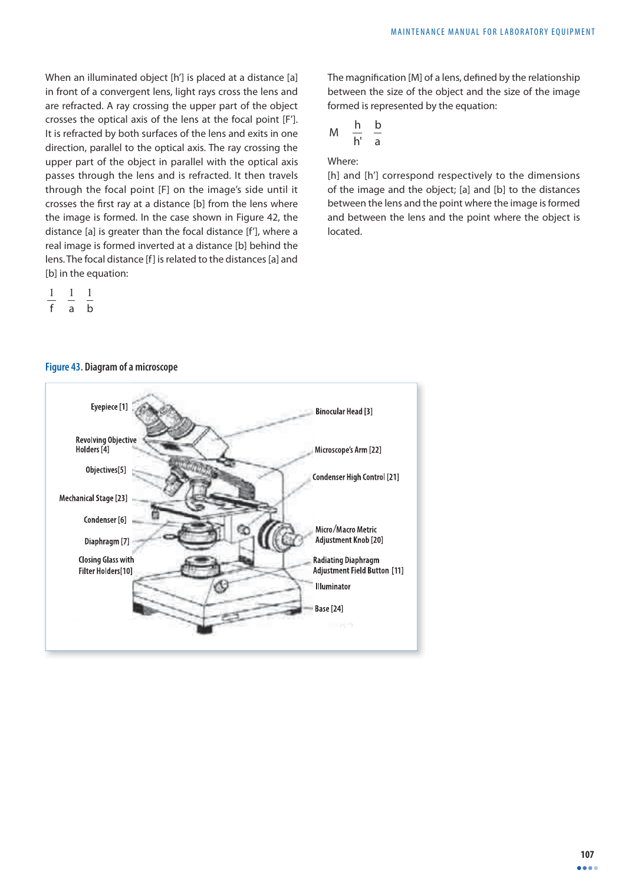When an illuminated object [h'] is placed at a distance [a] in front of a convergent lens, light rays cross the lens and are refracted. A ray crossing the upper part of the object crosses the optical axis of the lens at the focal point [F']. It is refracted by both surfaces of the lens and exits in one direction, parallel to the optical axis. The ray crossing the upper part of the object in parallel with the optical axis passes through the lens and is refracted. It then travels through the focal point [F] on the image's side until it crosses the first ray at a distance [b] from the lens where the image is formed. In the case shown in Figure 42, the distance [a] is greater than the focal distance [f'], where a real image is formed inverted at a distance [b] behind the lens. The focal distance [f] is related to the distances [a] and [b] in the equation:

$$\frac{1}{f} = \frac{1}{a} + \frac{1}{b}$$

The magnification [M] of a lens, defined by the relationship between the size of the object and the size of the image formed is represented by the equation:

$$M = \frac{h}{h'} = \frac{b}{a}$$

Where:

[h] and [h'] correspond respectively to the dimensions of the image and the object; [a] and [b] to the distances between the lens and the point where the image is formed and between the lens and the point where the object is located.

**Figure 43.** Diagram of a microscope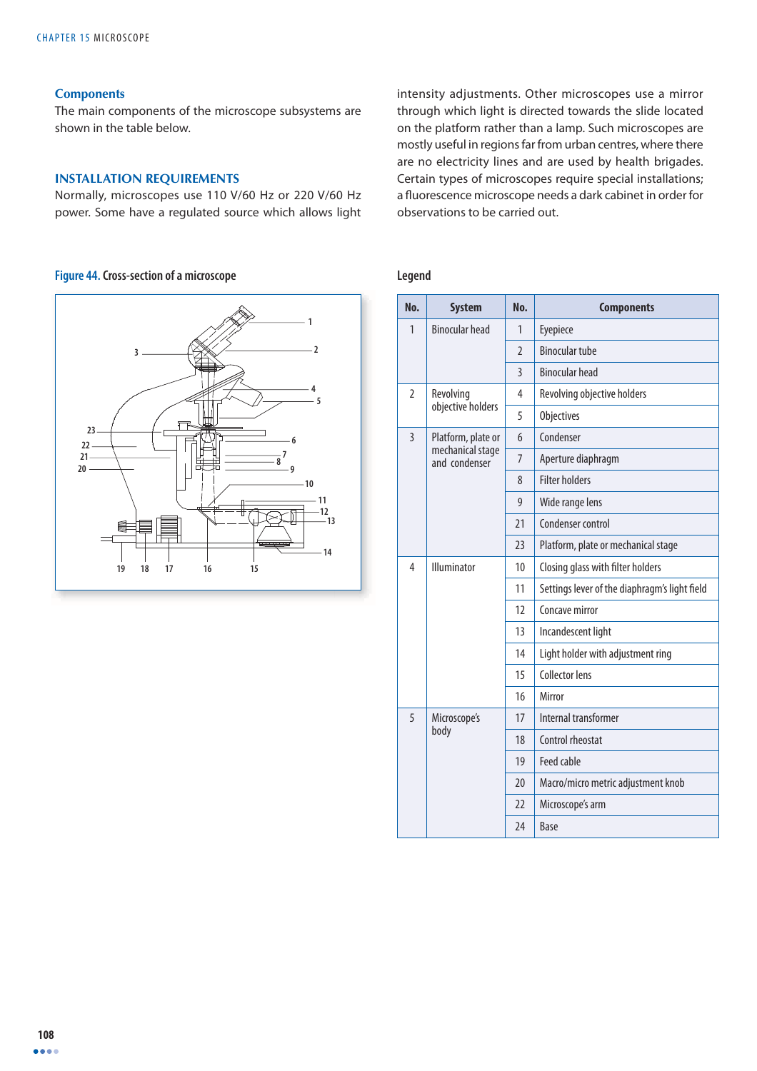### Components

The main components of the microscope subsystems are shown in the table below.

### INSTALLATION REQUIREMENTS

Normally, microscopes use 110 V/60 Hz or 220 V/60 Hz power. Some have a regulated source which allows light intensity adjustments. Other microscopes use a mirror through which light is directed towards the slide located on the platform rather than a lamp. Such microscopes are mostly useful in regions far from urban centres, where there are no electricity lines and are used by health brigades. Certain types of microscopes require special installations; a fluorescence microscope needs a dark cabinet in order for observations to be carried out.

**Figure 44.** Cross-section of a microscope

**Legend**

| No. | System | No. | Components |
|---|---|---|---|
| 1 | Binocular head | 1 | Eyepiece |
| | | 2 | Binocular tube |
| | | 3 | Binocular head |
| 2 | Revolving objective holders | 4 | Revolving objective holders |
| | | 5 | Objectives |
| 3 | Platform, plate or mechanical stage and condenser | 6 | Condenser |
| | | 7 | Aperture diaphragm |
| | | 8 | Filter holders |
| | | 9 | Wide range lens |
| | | 21 | Condenser control |
| | | 23 | Platform, plate or mechanical stage |
| 4 | Illuminator | 10 | Closing glass with filter holders |
| | | 11 | Settings lever of the diaphragm's light field |
| | | 12 | Concave mirror |
| | | 13 | Incandescent light |
| | | 14 | Light holder with adjustment ring |
| | | 15 | Collector lens |
| | | 16 | Mirror |
| 5 | Microscope's body | 17 | Internal transformer |
| | | 18 | Control rheostat |
| | | 19 | Feed cable |
| | | 20 | Macro/micro metric adjustment knob |
| | | 22 | Microscope's arm |
| | | 24 | Base |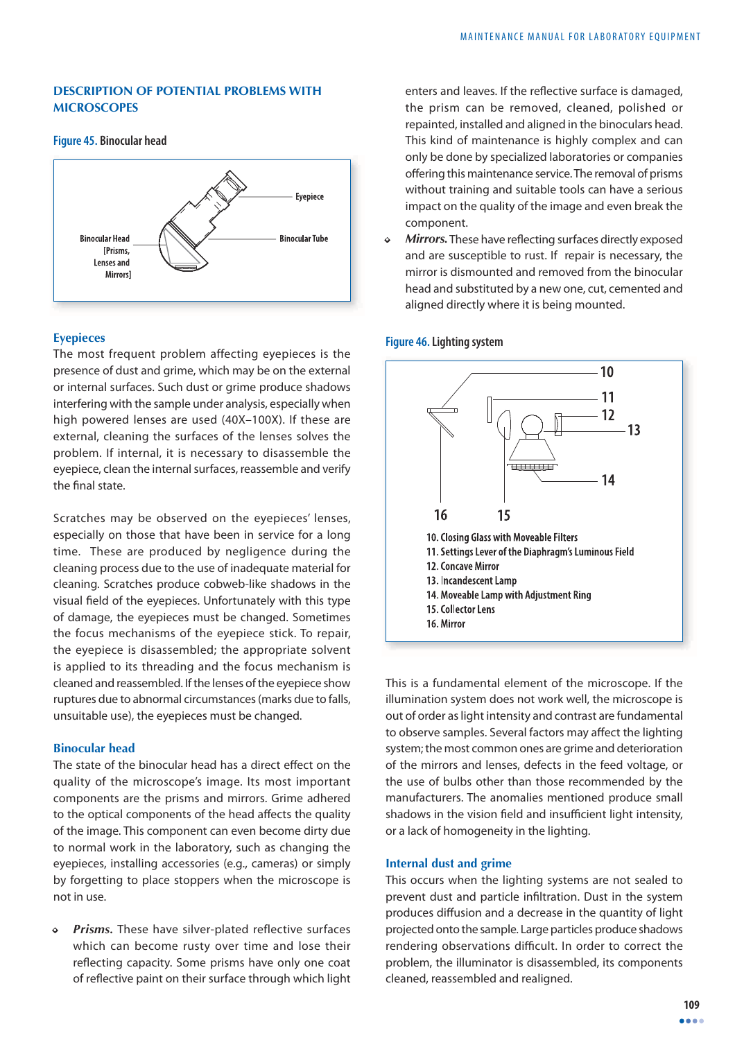## DESCRIPTION OF POTENTIAL PROBLEMS WITH MICROSCOPES

**Figure 45.** Binocular head

Eyepiece

Binocular Head [Prisms, Lenses and Mirrors]

Binocular Tube

### Eyepieces

The most frequent problem affecting eyepieces is the presence of dust and grime, which may be on the external or internal surfaces. Such dust or grime produce shadows interfering with the sample under analysis, especially when high powered lenses are used (40X–100X). If these are external, cleaning the surfaces of the lenses solves the problem. If internal, it is necessary to disassemble the eyepiece, clean the internal surfaces, reassemble and verify the final state.

Scratches may be observed on the eyepieces' lenses, especially on those that have been in service for a long time. These are produced by negligence during the cleaning process due to the use of inadequate material for cleaning. Scratches produce cobweb-like shadows in the visual field of the eyepieces. Unfortunately with this type of damage, the eyepieces must be changed. Sometimes the focus mechanisms of the eyepiece stick. To repair, the eyepiece is disassembled; the appropriate solvent is applied to its threading and the focus mechanism is cleaned and reassembled. If the lenses of the eyepiece show ruptures due to abnormal circumstances (marks due to falls, unsuitable use), the eyepieces must be changed.

### Binocular head

The state of the binocular head has a direct effect on the quality of the microscope's image. Its most important components are the prisms and mirrors. Grime adhered to the optical components of the head affects the quality of the image. This component can even become dirty due to normal work in the laboratory, such as changing the eyepieces, installing accessories (e.g., cameras) or simply by forgetting to place stoppers when the microscope is not in use.

- ***Prisms.*** These have silver-plated reflective surfaces which can become rusty over time and lose their reflecting capacity. Some prisms have only one coat of reflective paint on their surface through which light enters and leaves. If the reflective surface is damaged, the prism can be removed, cleaned, polished or repainted, installed and aligned in the binoculars head. This kind of maintenance is highly complex and can only be done by specialized laboratories or companies offering this maintenance service. The removal of prisms without training and suitable tools can have a serious impact on the quality of the image and even break the component.
- ***Mirrors.*** These have reflecting surfaces directly exposed and are susceptible to rust. If repair is necessary, the mirror is dismounted and removed from the binocular head and substituted by a new one, cut, cemented and aligned directly where it is being mounted.

**Figure 46.** Lighting system

10
11
12
13
14
16
15

10. Closing Glass with Moveable Filters
11. Settings Lever of the Diaphragm's Luminous Field
12. Concave Mirror
13. Incandescent Lamp
14. Moveable Lamp with Adjustment Ring
15. Collector Lens
16. Mirror

This is a fundamental element of the microscope. If the illumination system does not work well, the microscope is out of order as light intensity and contrast are fundamental to observe samples. Several factors may affect the lighting system; the most common ones are grime and deterioration of the mirrors and lenses, defects in the feed voltage, or the use of bulbs other than those recommended by the manufacturers. The anomalies mentioned produce small shadows in the vision field and insufficient light intensity, or a lack of homogeneity in the lighting.

### Internal dust and grime

This occurs when the lighting systems are not sealed to prevent dust and particle infiltration. Dust in the system produces diffusion and a decrease in the quantity of light projected onto the sample. Large particles produce shadows rendering observations difficult. In order to correct the problem, the illuminator is disassembled, its components cleaned, reassembled and realigned.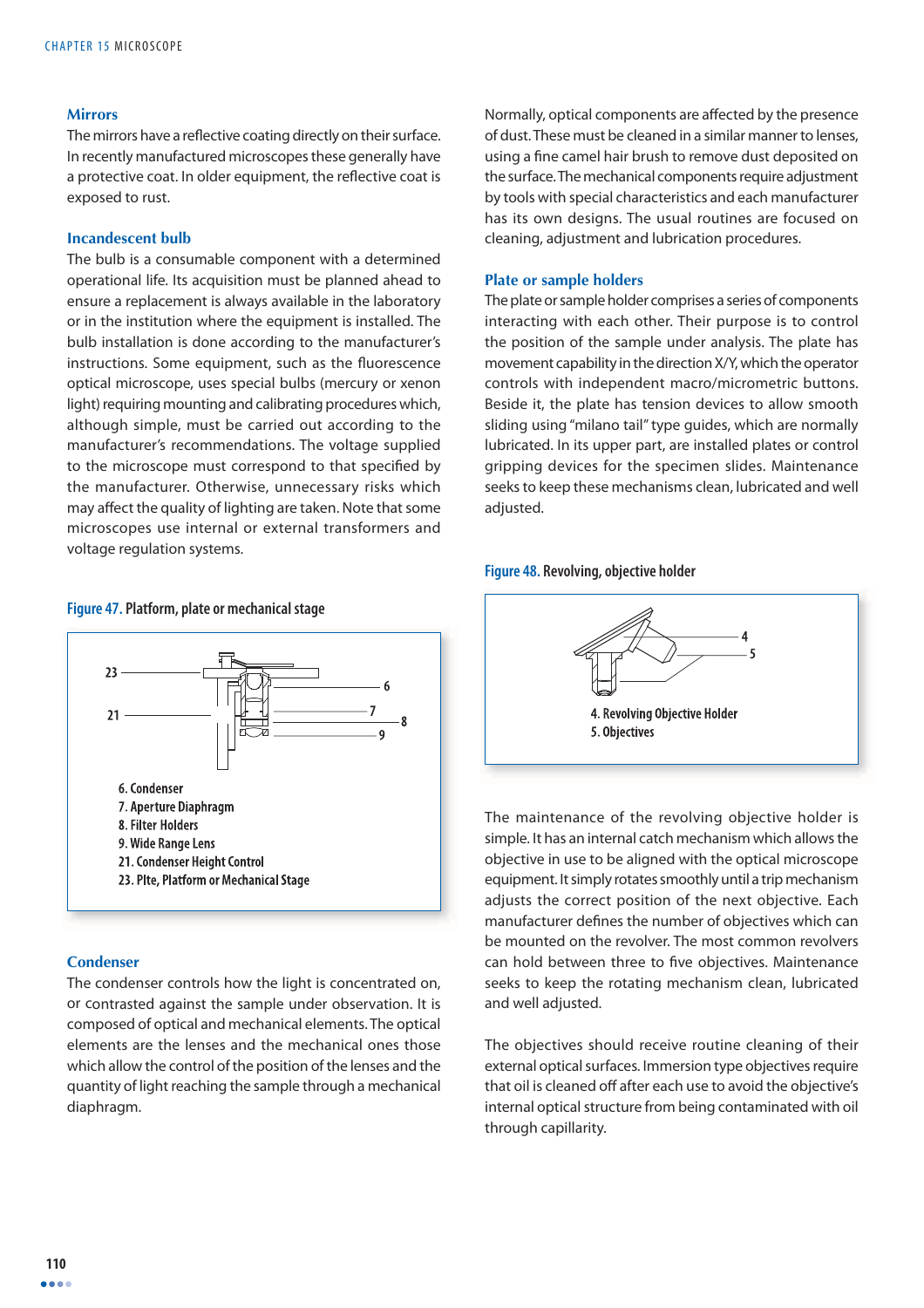### Mirrors

The mirrors have a reflective coating directly on their surface. In recently manufactured microscopes these generally have a protective coat. In older equipment, the reflective coat is exposed to rust.

### Incandescent bulb

The bulb is a consumable component with a determined operational life. Its acquisition must be planned ahead to ensure a replacement is always available in the laboratory or in the institution where the equipment is installed. The bulb installation is done according to the manufacturer's instructions. Some equipment, such as the fluorescence optical microscope, uses special bulbs (mercury or xenon light) requiring mounting and calibrating procedures which, although simple, must be carried out according to the manufacturer's recommendations. The voltage supplied to the microscope must correspond to that specified by the manufacturer. Otherwise, unnecessary risks which may affect the quality of lighting are taken. Note that some microscopes use internal or external transformers and voltage regulation systems.

**Figure 47.** Platform, plate or mechanical stage

23
21
6
7
8
9

6. Condenser
7. Aperture Diaphragm
8. Filter Holders
9. Wide Range Lens
21. Condenser Height Control
23. Plte, Platform or Mechanical Stage

### Condenser

The condenser controls how the light is concentrated on, or contrasted against the sample under observation. It is composed of optical and mechanical elements. The optical elements are the lenses and the mechanical ones those which allow the control of the position of the lenses and the quantity of light reaching the sample through a mechanical diaphragm.

Normally, optical components are affected by the presence of dust. These must be cleaned in a similar manner to lenses, using a fine camel hair brush to remove dust deposited on the surface. The mechanical components require adjustment by tools with special characteristics and each manufacturer has its own designs. The usual routines are focused on cleaning, adjustment and lubrication procedures.

### Plate or sample holders

The plate or sample holder comprises a series of components interacting with each other. Their purpose is to control the position of the sample under analysis. The plate has movement capability in the direction X/Y, which the operator controls with independent macro/micrometric buttons. Beside it, the plate has tension devices to allow smooth sliding using "milano tail" type guides, which are normally lubricated. In its upper part, are installed plates or control gripping devices for the specimen slides. Maintenance seeks to keep these mechanisms clean, lubricated and well adjusted.

**Figure 48.** Revolving, objective holder

4
5

4. Revolving Objective Holder
5. Objectives

The maintenance of the revolving objective holder is simple. It has an internal catch mechanism which allows the objective in use to be aligned with the optical microscope equipment. It simply rotates smoothly until a trip mechanism adjusts the correct position of the next objective. Each manufacturer defines the number of objectives which can be mounted on the revolver. The most common revolvers can hold between three to five objectives. Maintenance seeks to keep the rotating mechanism clean, lubricated and well adjusted.

The objectives should receive routine cleaning of their external optical surfaces. Immersion type objectives require that oil is cleaned off after each use to avoid the objective's internal optical structure from being contaminated with oil through capillarity.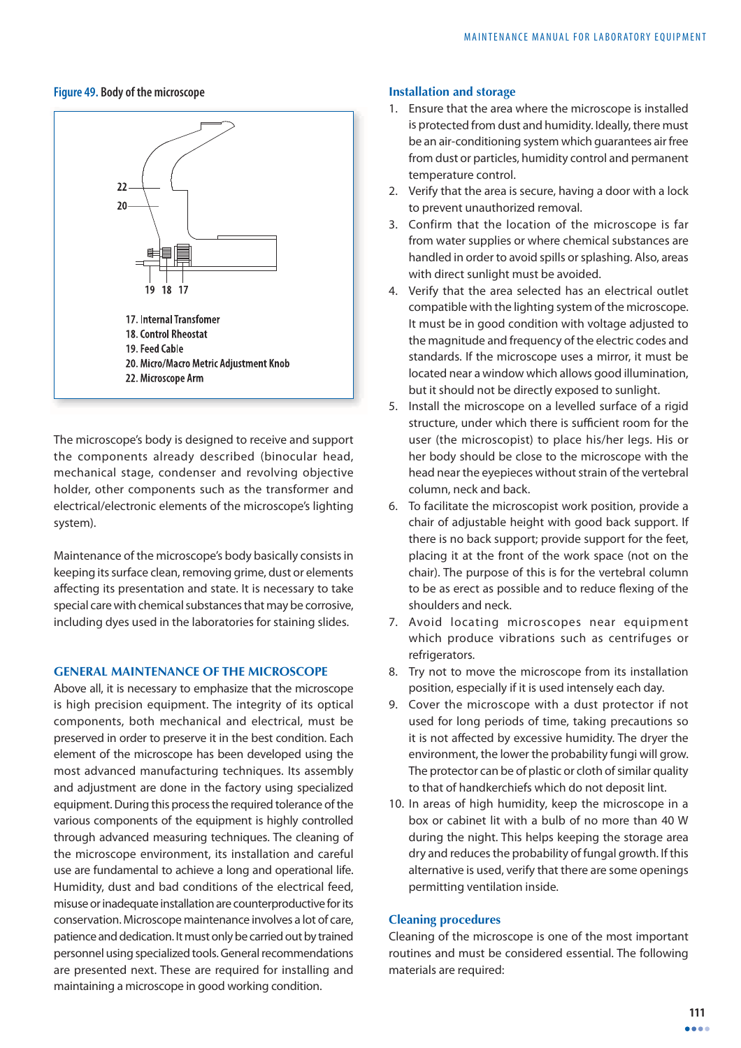**Figure 49.** Body of the microscope

17. Internal Transfomer
18. Control Rheostat
19. Feed Cable
20. Micro/Macro Metric Adjustment Knob
22. Microscope Arm

The microscope's body is designed to receive and support the components already described (binocular head, mechanical stage, condenser and revolving objective holder, other components such as the transformer and electrical/electronic elements of the microscope's lighting system).

Maintenance of the microscope's body basically consists in keeping its surface clean, removing grime, dust or elements affecting its presentation and state. It is necessary to take special care with chemical substances that may be corrosive, including dyes used in the laboratories for staining slides.

## GENERAL MAINTENANCE OF THE MICROSCOPE

Above all, it is necessary to emphasize that the microscope is high precision equipment. The integrity of its optical components, both mechanical and electrical, must be preserved in order to preserve it in the best condition. Each element of the microscope has been developed using the most advanced manufacturing techniques. Its assembly and adjustment are done in the factory using specialized equipment. During this process the required tolerance of the various components of the equipment is highly controlled through advanced measuring techniques. The cleaning of the microscope environment, its installation and careful use are fundamental to achieve a long and operational life. Humidity, dust and bad conditions of the electrical feed, misuse or inadequate installation are counterproductive for its conservation. Microscope maintenance involves a lot of care, patience and dedication. It must only be carried out by trained personnel using specialized tools. General recommendations are presented next. These are required for installing and maintaining a microscope in good working condition.

### Installation and storage

1. Ensure that the area where the microscope is installed is protected from dust and humidity. Ideally, there must be an air-conditioning system which guarantees air free from dust or particles, humidity control and permanent temperature control.
2. Verify that the area is secure, having a door with a lock to prevent unauthorized removal.
3. Confirm that the location of the microscope is far from water supplies or where chemical substances are handled in order to avoid spills or splashing. Also, areas with direct sunlight must be avoided.
4. Verify that the area selected has an electrical outlet compatible with the lighting system of the microscope. It must be in good condition with voltage adjusted to the magnitude and frequency of the electric codes and standards. If the microscope uses a mirror, it must be located near a window which allows good illumination, but it should not be directly exposed to sunlight.
5. Install the microscope on a levelled surface of a rigid structure, under which there is sufficient room for the user (the microscopist) to place his/her legs. His or her body should be close to the microscope with the head near the eyepieces without strain of the vertebral column, neck and back.
6. To facilitate the microscopist work position, provide a chair of adjustable height with good back support. If there is no back support; provide support for the feet, placing it at the front of the work space (not on the chair). The purpose of this is for the vertebral column to be as erect as possible and to reduce flexing of the shoulders and neck.
7. Avoid locating microscopes near equipment which produce vibrations such as centrifuges or refrigerators.
8. Try not to move the microscope from its installation position, especially if it is used intensely each day.
9. Cover the microscope with a dust protector if not used for long periods of time, taking precautions so it is not affected by excessive humidity. The dryer the environment, the lower the probability fungi will grow. The protector can be of plastic or cloth of similar quality to that of handkerchiefs which do not deposit lint.
10. In areas of high humidity, keep the microscope in a box or cabinet lit with a bulb of no more than 40 W during the night. This helps keeping the storage area dry and reduces the probability of fungal growth. If this alternative is used, verify that there are some openings permitting ventilation inside.

### Cleaning procedures

Cleaning of the microscope is one of the most important routines and must be considered essential. The following materials are required: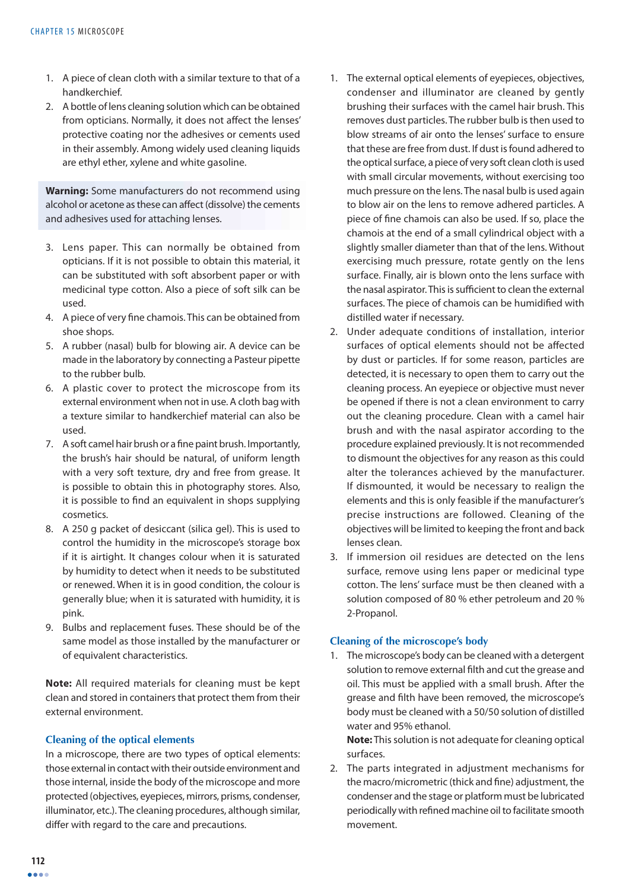1. A piece of clean cloth with a similar texture to that of a handkerchief.
2. A bottle of lens cleaning solution which can be obtained from opticians. Normally, it does not affect the lenses' protective coating nor the adhesives or cements used in their assembly. Among widely used cleaning liquids are ethyl ether, xylene and white gasoline.

**Warning:** Some manufacturers do not recommend using alcohol or acetone as these can affect (dissolve) the cements and adhesives used for attaching lenses.

3. Lens paper. This can normally be obtained from opticians. If it is not possible to obtain this material, it can be substituted with soft absorbent paper or with medicinal type cotton. Also a piece of soft silk can be used.
4. A piece of very fine chamois. This can be obtained from shoe shops.
5. A rubber (nasal) bulb for blowing air. A device can be made in the laboratory by connecting a Pasteur pipette to the rubber bulb.
6. A plastic cover to protect the microscope from its external environment when not in use. A cloth bag with a texture similar to handkerchief material can also be used.
7. A soft camel hair brush or a fine paint brush. Importantly, the brush's hair should be natural, of uniform length with a very soft texture, dry and free from grease. It is possible to obtain this in photography stores. Also, it is possible to find an equivalent in shops supplying cosmetics.
8. A 250 g packet of desiccant (silica gel). This is used to control the humidity in the microscope's storage box if it is airtight. It changes colour when it is saturated by humidity to detect when it needs to be substituted or renewed. When it is in good condition, the colour is generally blue; when it is saturated with humidity, it is pink.
9. Bulbs and replacement fuses. These should be of the same model as those installed by the manufacturer or of equivalent characteristics.

**Note:** All required materials for cleaning must be kept clean and stored in containers that protect them from their external environment.

## Cleaning of the optical elements

In a microscope, there are two types of optical elements: those external in contact with their outside environment and those internal, inside the body of the microscope and more protected (objectives, eyepieces, mirrors, prisms, condenser, illuminator, etc.). The cleaning procedures, although similar, differ with regard to the care and precautions.

1. The external optical elements of eyepieces, objectives, condenser and illuminator are cleaned by gently brushing their surfaces with the camel hair brush. This removes dust particles. The rubber bulb is then used to blow streams of air onto the lenses' surface to ensure that these are free from dust. If dust is found adhered to the optical surface, a piece of very soft clean cloth is used with small circular movements, without exercising too much pressure on the lens. The nasal bulb is used again to blow air on the lens to remove adhered particles. A piece of fine chamois can also be used. If so, place the chamois at the end of a small cylindrical object with a slightly smaller diameter than that of the lens. Without exercising much pressure, rotate gently on the lens surface. Finally, air is blown onto the lens surface with the nasal aspirator. This is sufficient to clean the external surfaces. The piece of chamois can be humidified with distilled water if necessary.
2. Under adequate conditions of installation, interior surfaces of optical elements should not be affected by dust or particles. If for some reason, particles are detected, it is necessary to open them to carry out the cleaning process. An eyepiece or objective must never be opened if there is not a clean environment to carry out the cleaning procedure. Clean with a camel hair brush and with the nasal aspirator according to the procedure explained previously. It is not recommended to dismount the objectives for any reason as this could alter the tolerances achieved by the manufacturer. If dismounted, it would be necessary to realign the elements and this is only feasible if the manufacturer's precise instructions are followed. Cleaning of the objectives will be limited to keeping the front and back lenses clean.
3. If immersion oil residues are detected on the lens surface, remove using lens paper or medicinal type cotton. The lens' surface must be then cleaned with a solution composed of 80 % ether petroleum and 20 % 2-Propanol.

## Cleaning of the microscope's body

1. The microscope's body can be cleaned with a detergent solution to remove external filth and cut the grease and oil. This must be applied with a small brush. After the grease and filth have been removed, the microscope's body must be cleaned with a 50/50 solution of distilled water and 95% ethanol.

   **Note:** This solution is not adequate for cleaning optical surfaces.
2. The parts integrated in adjustment mechanisms for the macro/micrometric (thick and fine) adjustment, the condenser and the stage or platform must be lubricated periodically with refined machine oil to facilitate smooth movement.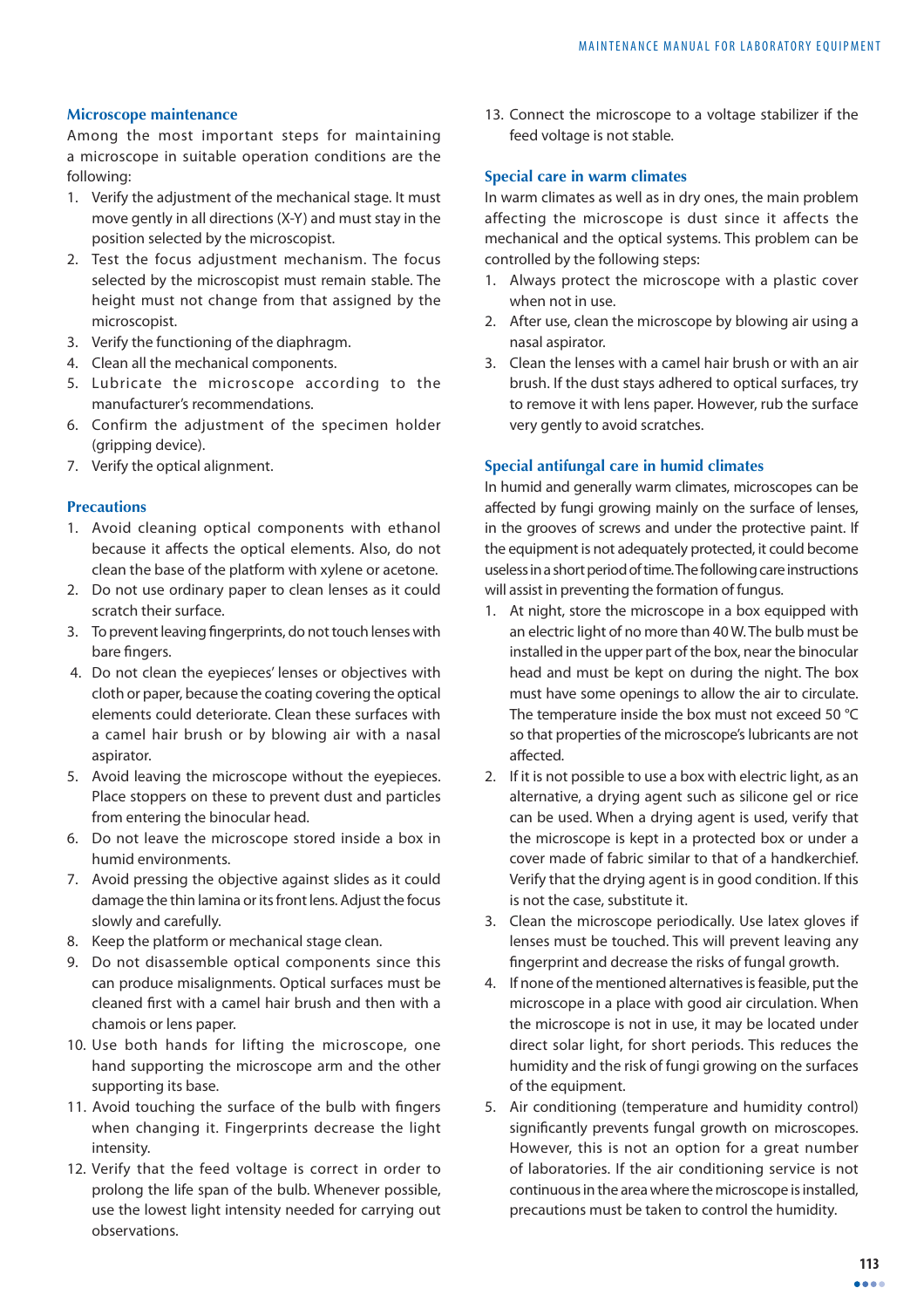## Microscope maintenance

Among the most important steps for maintaining a microscope in suitable operation conditions are the following:

1. Verify the adjustment of the mechanical stage. It must move gently in all directions (X-Y) and must stay in the position selected by the microscopist.
2. Test the focus adjustment mechanism. The focus selected by the microscopist must remain stable. The height must not change from that assigned by the microscopist.
3. Verify the functioning of the diaphragm.
4. Clean all the mechanical components.
5. Lubricate the microscope according to the manufacturer's recommendations.
6. Confirm the adjustment of the specimen holder (gripping device).
7. Verify the optical alignment.

## Precautions

1. Avoid cleaning optical components with ethanol because it affects the optical elements. Also, do not clean the base of the platform with xylene or acetone.
2. Do not use ordinary paper to clean lenses as it could scratch their surface.
3. To prevent leaving fingerprints, do not touch lenses with bare fingers.
4. Do not clean the eyepieces' lenses or objectives with cloth or paper, because the coating covering the optical elements could deteriorate. Clean these surfaces with a camel hair brush or by blowing air with a nasal aspirator.
5. Avoid leaving the microscope without the eyepieces. Place stoppers on these to prevent dust and particles from entering the binocular head.
6. Do not leave the microscope stored inside a box in humid environments.
7. Avoid pressing the objective against slides as it could damage the thin lamina or its front lens. Adjust the focus slowly and carefully.
8. Keep the platform or mechanical stage clean.
9. Do not disassemble optical components since this can produce misalignments. Optical surfaces must be cleaned first with a camel hair brush and then with a chamois or lens paper.
10. Use both hands for lifting the microscope, one hand supporting the microscope arm and the other supporting its base.
11. Avoid touching the surface of the bulb with fingers when changing it. Fingerprints decrease the light intensity.
12. Verify that the feed voltage is correct in order to prolong the life span of the bulb. Whenever possible, use the lowest light intensity needed for carrying out observations.
13. Connect the microscope to a voltage stabilizer if the feed voltage is not stable.

## Special care in warm climates

In warm climates as well as in dry ones, the main problem affecting the microscope is dust since it affects the mechanical and the optical systems. This problem can be controlled by the following steps:

1. Always protect the microscope with a plastic cover when not in use.
2. After use, clean the microscope by blowing air using a nasal aspirator.
3. Clean the lenses with a camel hair brush or with an air brush. If the dust stays adhered to optical surfaces, try to remove it with lens paper. However, rub the surface very gently to avoid scratches.

## Special antifungal care in humid climates

In humid and generally warm climates, microscopes can be affected by fungi growing mainly on the surface of lenses, in the grooves of screws and under the protective paint. If the equipment is not adequately protected, it could become useless in a short period of time. The following care instructions will assist in preventing the formation of fungus.

1. At night, store the microscope in a box equipped with an electric light of no more than 40 W. The bulb must be installed in the upper part of the box, near the binocular head and must be kept on during the night. The box must have some openings to allow the air to circulate. The temperature inside the box must not exceed 50 °C so that properties of the microscope's lubricants are not affected.
2. If it is not possible to use a box with electric light, as an alternative, a drying agent such as silicone gel or rice can be used. When a drying agent is used, verify that the microscope is kept in a protected box or under a cover made of fabric similar to that of a handkerchief. Verify that the drying agent is in good condition. If this is not the case, substitute it.
3. Clean the microscope periodically. Use latex gloves if lenses must be touched. This will prevent leaving any fingerprint and decrease the risks of fungal growth.
4. If none of the mentioned alternatives is feasible, put the microscope in a place with good air circulation. When the microscope is not in use, it may be located under direct solar light, for short periods. This reduces the humidity and the risk of fungi growing on the surfaces of the equipment.
5. Air conditioning (temperature and humidity control) significantly prevents fungal growth on microscopes. However, this is not an option for a great number of laboratories. If the air conditioning service is not continuous in the area where the microscope is installed, precautions must be taken to control the humidity.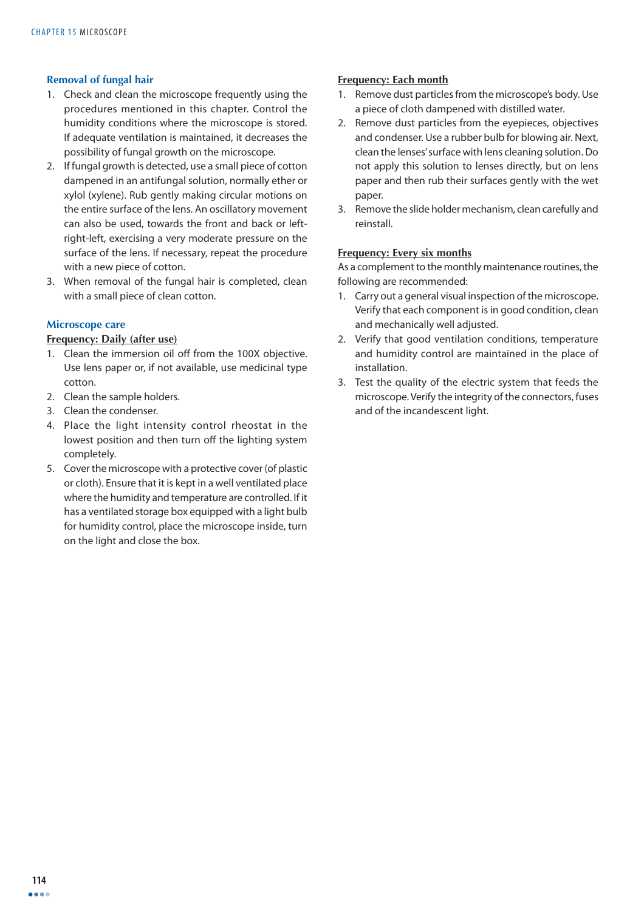### Removal of fungal hair

1. Check and clean the microscope frequently using the procedures mentioned in this chapter. Control the humidity conditions where the microscope is stored. If adequate ventilation is maintained, it decreases the possibility of fungal growth on the microscope.
2. If fungal growth is detected, use a small piece of cotton dampened in an antifungal solution, normally ether or xylol (xylene). Rub gently making circular motions on the entire surface of the lens. An oscillatory movement can also be used, towards the front and back or left-right-left, exercising a very moderate pressure on the surface of the lens. If necessary, repeat the procedure with a new piece of cotton.
3. When removal of the fungal hair is completed, clean with a small piece of clean cotton.

### Microscope care

**Frequency: Daily (after use)**

1. Clean the immersion oil off from the 100X objective. Use lens paper or, if not available, use medicinal type cotton.
2. Clean the sample holders.
3. Clean the condenser.
4. Place the light intensity control rheostat in the lowest position and then turn off the lighting system completely.
5. Cover the microscope with a protective cover (of plastic or cloth). Ensure that it is kept in a well ventilated place where the humidity and temperature are controlled. If it has a ventilated storage box equipped with a light bulb for humidity control, place the microscope inside, turn on the light and close the box.

**Frequency: Each month**

1. Remove dust particles from the microscope's body. Use a piece of cloth dampened with distilled water.
2. Remove dust particles from the eyepieces, objectives and condenser. Use a rubber bulb for blowing air. Next, clean the lenses' surface with lens cleaning solution. Do not apply this solution to lenses directly, but on lens paper and then rub their surfaces gently with the wet paper.
3. Remove the slide holder mechanism, clean carefully and reinstall.

**Frequency: Every six months**

As a complement to the monthly maintenance routines, the following are recommended:

1. Carry out a general visual inspection of the microscope. Verify that each component is in good condition, clean and mechanically well adjusted.
2. Verify that good ventilation conditions, temperature and humidity control are maintained in the place of installation.
3. Test the quality of the electric system that feeds the microscope. Verify the integrity of the connectors, fuses and of the incandescent light.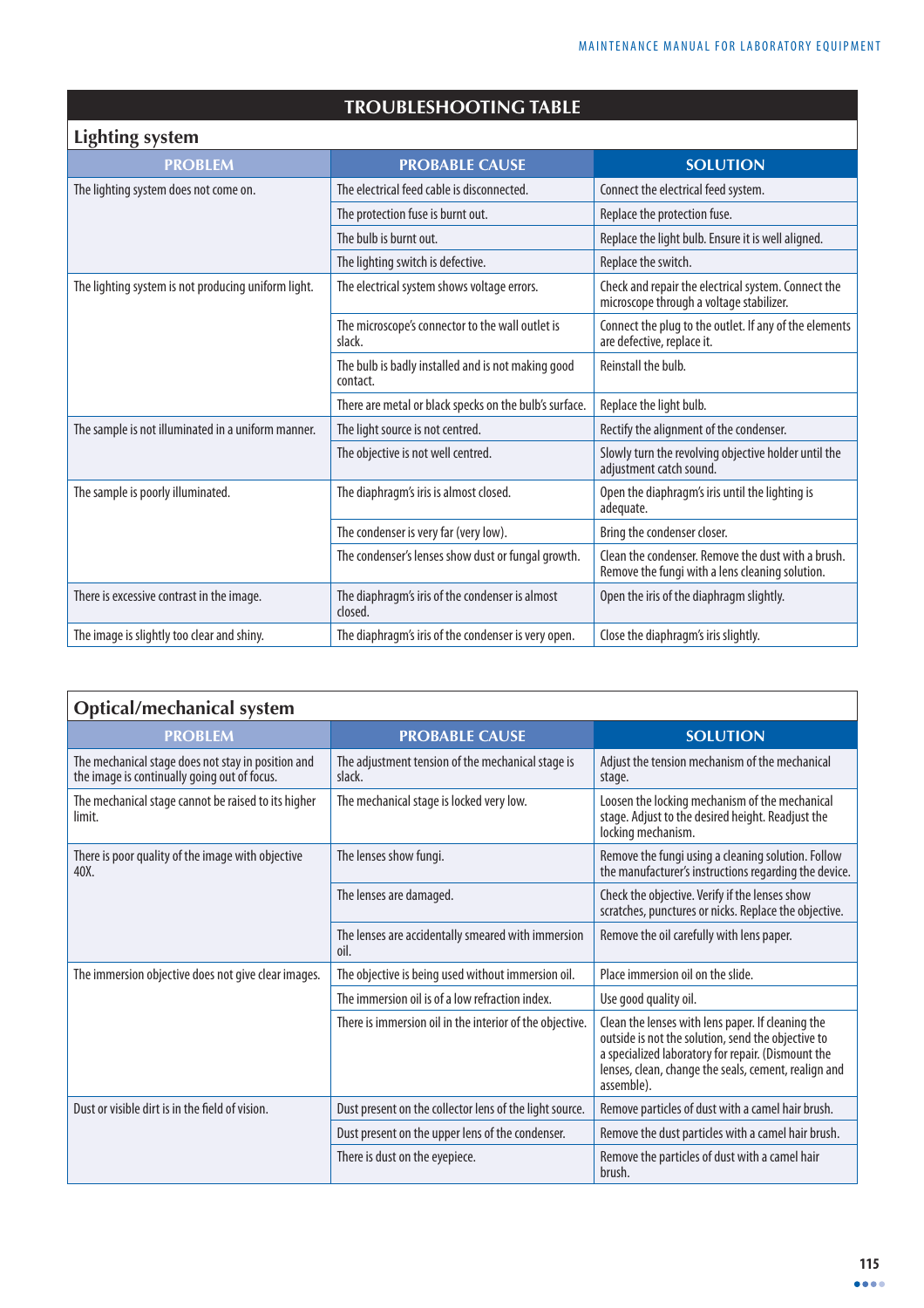## TROUBLESHOOTING TABLE

### Lighting system

| PROBLEM | PROBABLE CAUSE | SOLUTION |
|---|---|---|
| The lighting system does not come on. | The electrical feed cable is disconnected. | Connect the electrical feed system. |
| | The protection fuse is burnt out. | Replace the protection fuse. |
| | The bulb is burnt out. | Replace the light bulb. Ensure it is well aligned. |
| | The lighting switch is defective. | Replace the switch. |
| The lighting system is not producing uniform light. | The electrical system shows voltage errors. | Check and repair the electrical system. Connect the microscope through a voltage stabilizer. |
| | The microscope's connector to the wall outlet is slack. | Connect the plug to the outlet. If any of the elements are defective, replace it. |
| | The bulb is badly installed and is not making good contact. | Reinstall the bulb. |
| | There are metal or black specks on the bulb's surface. | Replace the light bulb. |
| The sample is not illuminated in a uniform manner. | The light source is not centred. | Rectify the alignment of the condenser. |
| | The objective is not well centred. | Slowly turn the revolving objective holder until the adjustment catch sound. |
| The sample is poorly illuminated. | The diaphragm's iris is almost closed. | Open the diaphragm's iris until the lighting is adequate. |
| | The condenser is very far (very low). | Bring the condenser closer. |
| | The condenser's lenses show dust or fungal growth. | Clean the condenser. Remove the dust with a brush. Remove the fungi with a lens cleaning solution. |
| There is excessive contrast in the image. | The diaphragm's iris of the condenser is almost closed. | Open the iris of the diaphragm slightly. |
| The image is slightly too clear and shiny. | The diaphragm's iris of the condenser is very open. | Close the diaphragm's iris slightly. |

### Optical/mechanical system

| PROBLEM | PROBABLE CAUSE | SOLUTION |
|---|---|---|
| The mechanical stage does not stay in position and the image is continually going out of focus. | The adjustment tension of the mechanical stage is slack. | Adjust the tension mechanism of the mechanical stage. |
| The mechanical stage cannot be raised to its higher limit. | The mechanical stage is locked very low. | Loosen the locking mechanism of the mechanical stage. Adjust to the desired height. Readjust the locking mechanism. |
| There is poor quality of the image with objective 40X. | The lenses show fungi. | Remove the fungi using a cleaning solution. Follow the manufacturer's instructions regarding the device. |
| | The lenses are damaged. | Check the objective. Verify if the lenses show scratches, punctures or nicks. Replace the objective. |
| | The lenses are accidentally smeared with immersion oil. | Remove the oil carefully with lens paper. |
| The immersion objective does not give clear images. | The objective is being used without immersion oil. | Place immersion oil on the slide. |
| | The immersion oil is of a low refraction index. | Use good quality oil. |
| | There is immersion oil in the interior of the objective. | Clean the lenses with lens paper. If cleaning the outside is not the solution, send the objective to a specialized laboratory for repair. (Dismount the lenses, clean, change the seals, cement, realign and assemble). |
| Dust or visible dirt is in the field of vision. | Dust present on the collector lens of the light source. | Remove particles of dust with a camel hair brush. |
| | Dust present on the upper lens of the condenser. | Remove the dust particles with a camel hair brush. |
| | There is dust on the eyepiece. | Remove the particles of dust with a camel hair brush. |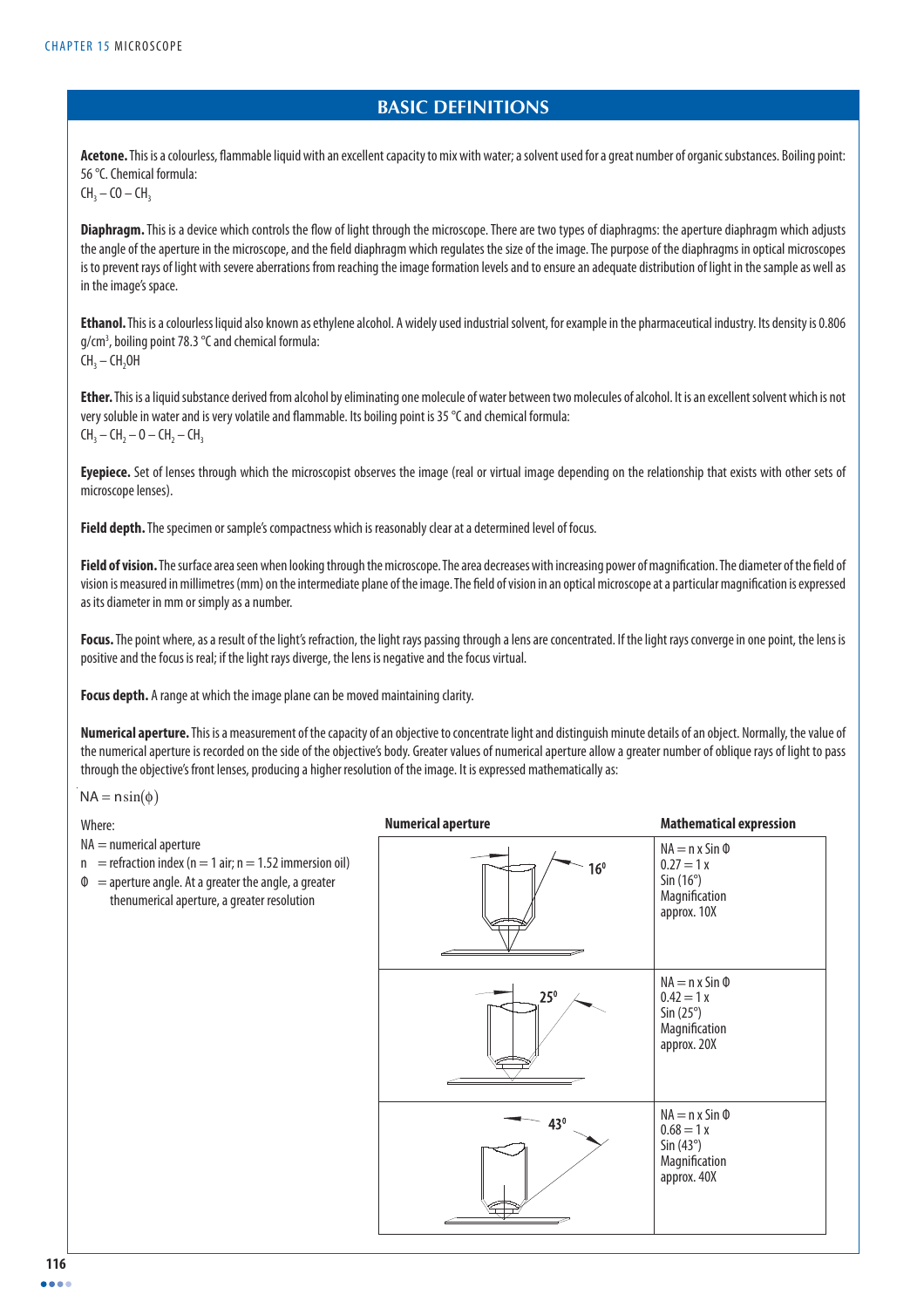## BASIC DEFINITIONS

**Acetone.** This is a colourless, flammable liquid with an excellent capacity to mix with water; a solvent used for a great number of organic substances. Boiling point: 56 °C. Chemical formula:
$CH_3 – CO – CH_3$

**Diaphragm.** This is a device which controls the flow of light through the microscope. There are two types of diaphragms: the aperture diaphragm which adjusts the angle of the aperture in the microscope, and the field diaphragm which regulates the size of the image. The purpose of the diaphragms in optical microscopes is to prevent rays of light with severe aberrations from reaching the image formation levels and to ensure an adequate distribution of light in the sample as well as in the image's space.

**Ethanol.** This is a colourless liquid also known as ethylene alcohol. A widely used industrial solvent, for example in the pharmaceutical industry. Its density is 0.806 $g/cm^3$, boiling point 78.3 °C and chemical formula:
$CH_3 – CH_2OH$

**Ether.** This is a liquid substance derived from alcohol by eliminating one molecule of water between two molecules of alcohol. It is an excellent solvent which is not very soluble in water and is very volatile and flammable. Its boiling point is 35 °C and chemical formula:
$CH_3 – CH_2 – O – CH_2 – CH_3$

**Eyepiece.** Set of lenses through which the microscopist observes the image (real or virtual image depending on the relationship that exists with other sets of microscope lenses).

**Field depth.** The specimen or sample's compactness which is reasonably clear at a determined level of focus.

**Field of vision.** The surface area seen when looking through the microscope. The area decreases with increasing power of magnification. The diameter of the field of vision is measured in millimetres (mm) on the intermediate plane of the image. The field of vision in an optical microscope at a particular magnification is expressed as its diameter in mm or simply as a number.

**Focus.** The point where, as a result of the light's refraction, the light rays passing through a lens are concentrated. If the light rays converge in one point, the lens is positive and the focus is real; if the light rays diverge, the lens is negative and the focus virtual.

**Focus depth.** A range at which the image plane can be moved maintaining clarity.

**Numerical aperture.** This is a measurement of the capacity of an objective to concentrate light and distinguish minute details of an object. Normally, the value of the numerical aperture is recorded on the side of the objective's body. Greater values of numerical aperture allow a greater number of oblique rays of light to pass through the objective's front lenses, producing a higher resolution of the image. It is expressed mathematically as:

$$NA = n\sin(\phi)$$

Where:
- NA = numerical aperture
- n = refraction index (n = 1 air; n = 1.52 immersion oil)
- $\Phi$ = aperture angle. At a greater the angle, a greater thenumerical aperture, a greater resolution

| Numerical aperture | Mathematical expression |
|---|---|
| 16° | $NA = n \times \sin \Phi$<br>$0.27 = 1 \times \sin(16°)$<br>Magnification approx. 10X |
| 25° | $NA = n \times \sin \Phi$<br>$0.42 = 1 \times \sin(25°)$<br>Magnification approx. 20X |
| 43° | $NA = n \times \sin \Phi$<br>$0.68 = 1 \times \sin(43°)$<br>Magnification approx. 40X |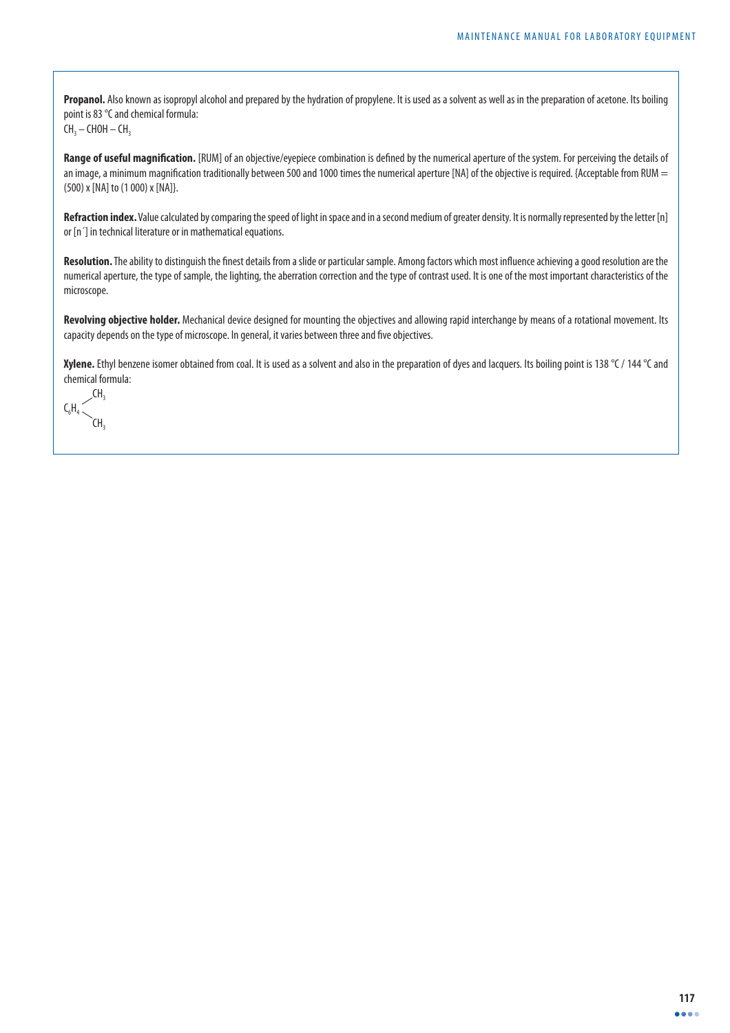**Propanol.** Also known as isopropyl alcohol and prepared by the hydration of propylene. It is used as a solvent as well as in the preparation of acetone. Its boiling point is 83 °C and chemical formula:
$CH_3 - CHOH - CH_3$

**Range of useful magnification.** [RUM] of an objective/eyepiece combination is defined by the numerical aperture of the system. For perceiving the details of an image, a minimum magnification traditionally between 500 and 1000 times the numerical aperture [NA] of the objective is required. {Acceptable from RUM = (500) x [NA] to (1 000) x [NA]}.

**Refraction index.** Value calculated by comparing the speed of light in space and in a second medium of greater density. It is normally represented by the letter [n] or [n´] in technical literature or in mathematical equations.

**Resolution.** The ability to distinguish the finest details from a slide or particular sample. Among factors which most influence achieving a good resolution are the numerical aperture, the type of sample, the lighting, the aberration correction and the type of contrast used. It is one of the most important characteristics of the microscope.

**Revolving objective holder.** Mechanical device designed for mounting the objectives and allowing rapid interchange by means of a rotational movement. Its capacity depends on the type of microscope. In general, it varies between three and five objectives.

**Xylene.** Ethyl benzene isomer obtained from coal. It is used as a solvent and also in the preparation of dyes and lacquers. Its boiling point is 138 °C / 144 °C and chemical formula:

$$C_6H_4 \begin{matrix} \diagup CH_3 \\ \diagdown CH_3 \end{matrix}$$